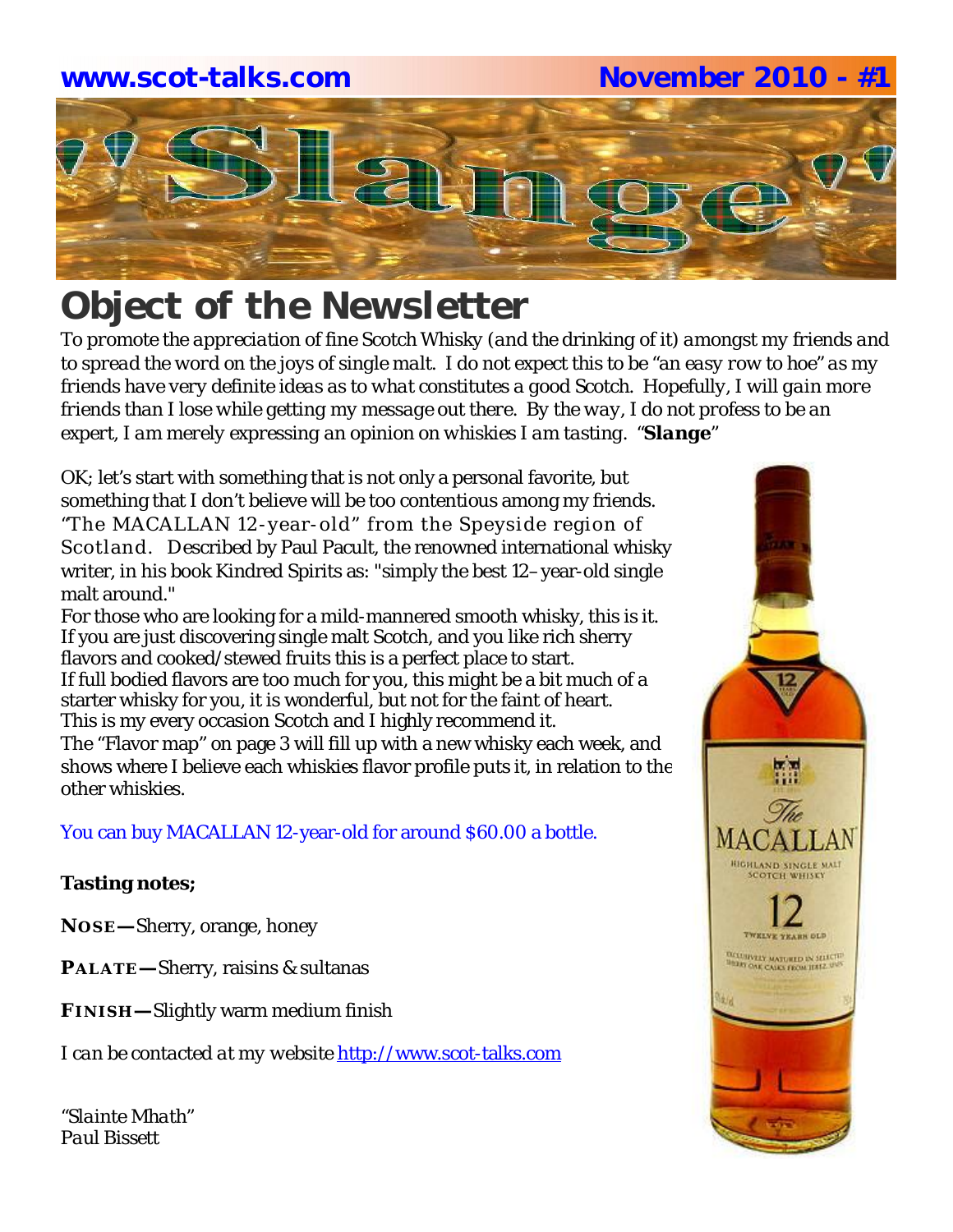www.scot-talks.com November 2010 - #1

# "Slange"

## Object of the Newsletter

*To promote the appreciation of fine Scotch Whisky (and the drinking of it) amongst my friends and to spread the word on the joys of single malt. I do not expect this to be "an easy row to hoe" as my friends have very definite ideas as to what constitutes a good Scotch. Hopefully, I will gain more friends than I lose while getting my message out there. By the way, I do not profess to be an expert, I am merely expressing an opinion on whiskies I am tasting. "**Slange**"*

OK; let's start with something that is not only a personal favorite, but something that I don't believe will be too contentious among my friends. "The MACALLAN 12-year-old" from the Speyside region of Scotland. Described by Paul Pacult, the renowned international whisky writer, in his book Kindred Spirits as: "simply the best 12–year-old single malt around."

For those who are looking for a mild-mannered smooth whisky, this is it. If you are just discovering single malt Scotch, and you like rich sherry flavors and cooked/stewed fruits this is a perfect place to start.

If full bodied flavors are too much for you, this might be a bit much of a starter whisky for you, it is wonderful, but not for the faint of heart.

This is my every occasion Scotch and I highly recommend it.

The "Flavor map" on page 3 will fill up with a new whisky each week, and shows where I believe each whiskies flavor profile puts it, in relation to the other whiskies.

You can buy MACALLAN 12-year-old for around $60.00 a bottle.

**Tasting notes;**

**NOSE—** Sherry, orange, honey

**PALATE—** Sherry, raisins & sultanas

**FINISH—** Slightly warm medium finish

*I can be contacted at my website* http://www.scot-talks.com

*"Slainte Mhath"*
*Paul Bissett*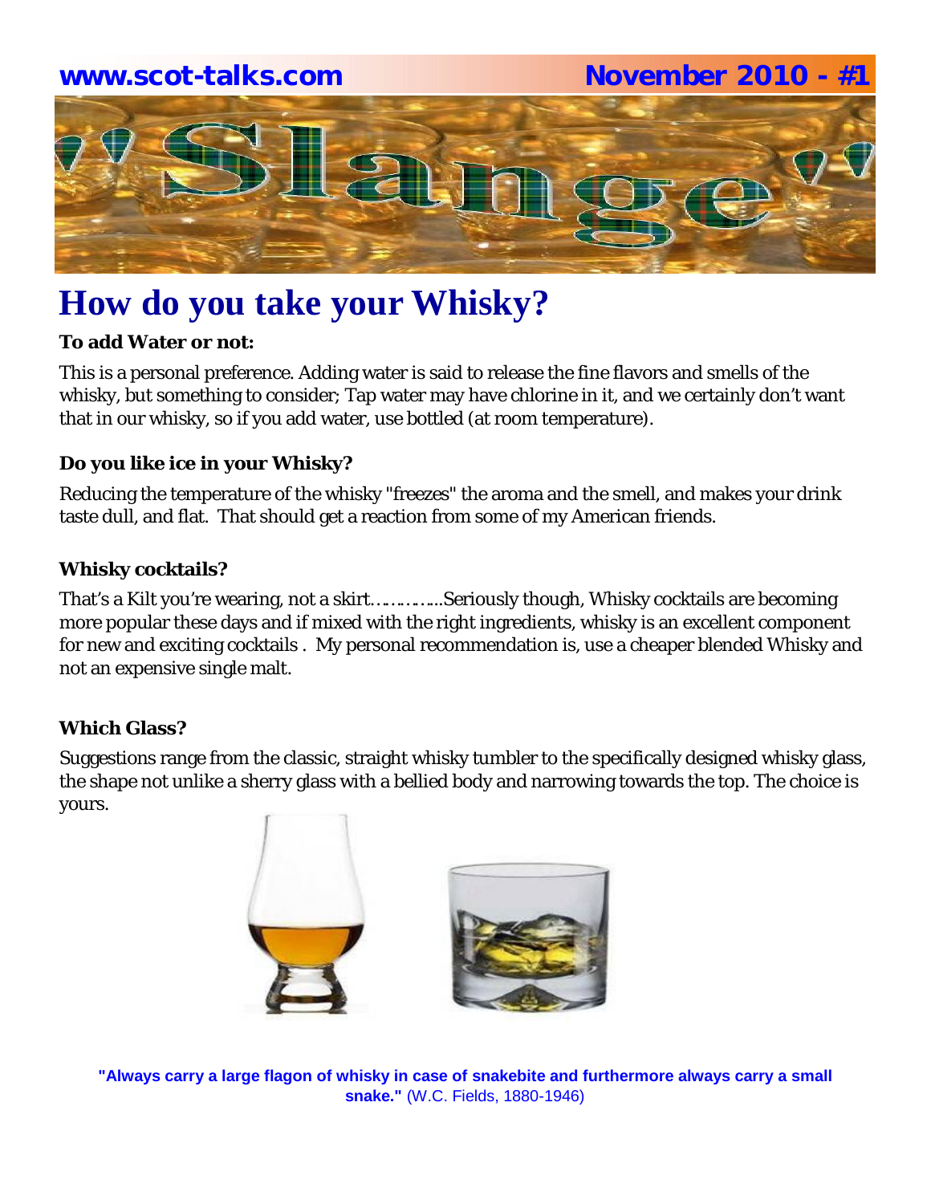# How do you take your Whisky?

**To add Water or not:**

This is a personal preference. Adding water is said to release the fine flavors and smells of the whisky, but something to consider; Tap water may have chlorine in it, and we certainly don't want that in our whisky, so if you add water, use bottled (at room temperature).

**Do you like ice in your Whisky?**

Reducing the temperature of the whisky "freezes" the aroma and the smell, and makes your drink taste dull, and flat. That should get a reaction from some of my American friends.

**Whisky cocktails?**

That's a Kilt you're wearing, not a skirt…………..Seriously though, Whisky cocktails are becoming more popular these days and if mixed with the right ingredients, whisky is an excellent component for new and exciting cocktails . My personal recommendation is, use a cheaper blended Whisky and not an expensive single malt.

**Which Glass?**

Suggestions range from the classic, straight whisky tumbler to the specifically designed whisky glass, the shape not unlike a sherry glass with a bellied body and narrowing towards the top. The choice is yours.

**"Always carry a large flagon of whisky in case of snakebite and furthermore always carry a small snake."** (W.C. Fields, 1880-1946)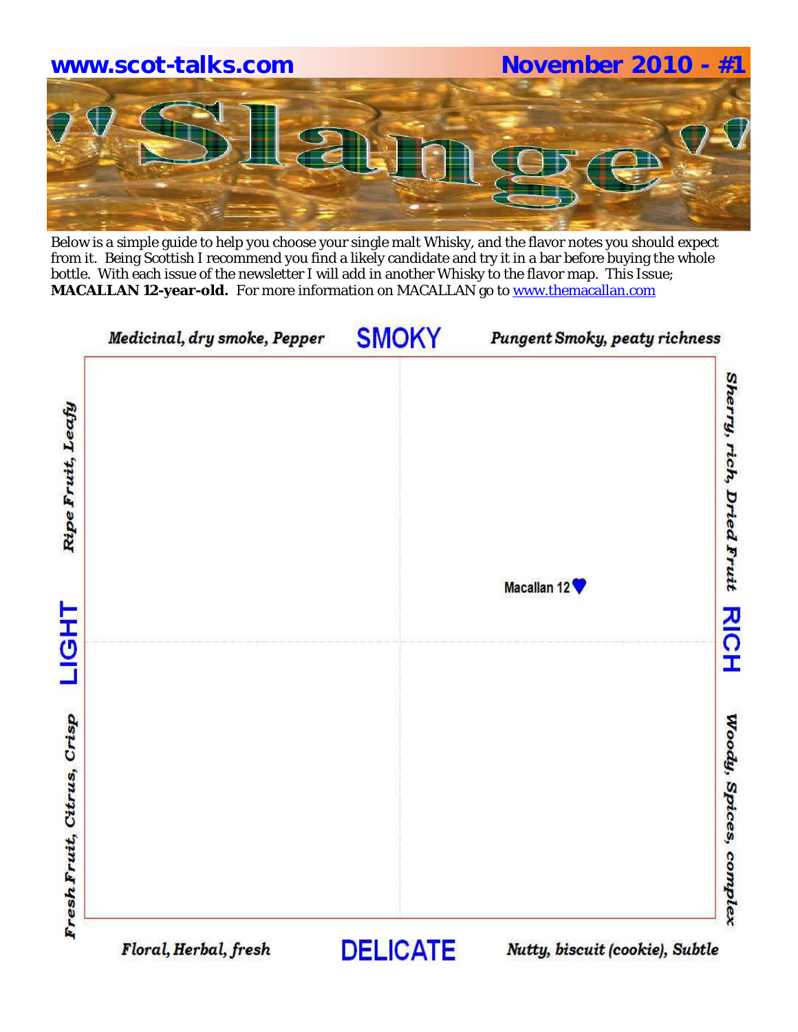www.scot-talks.com

November 2010 - #1

# Slange

Below is a simple guide to help you choose your single malt Whisky, and the flavor notes you should expect from it. Being Scottish I recommend you find a likely candidate and try it in a bar before buying the whole bottle. With each issue of the newsletter I will add in another Whisky to the flavor map. This Issue; **MACALLAN 12-year-old.** For more information on MACALLAN go to [www.themacallan.com](http://www.themacallan.com)

*Medicinal, dry smoke, Pepper*

SMOKY

*Pungent Smoky, peaty richness*

*Ripe Fruit, Leafy*

LIGHT

*Fresh Fruit, Citrus, Crisp*

*Sherry, rich, Dried Fruit*

RICH

*Woody, Spices, complex*

Macallan 12

*Floral, Herbal, fresh*

DELICATE

*Nutty, biscuit (cookie), Subtle*